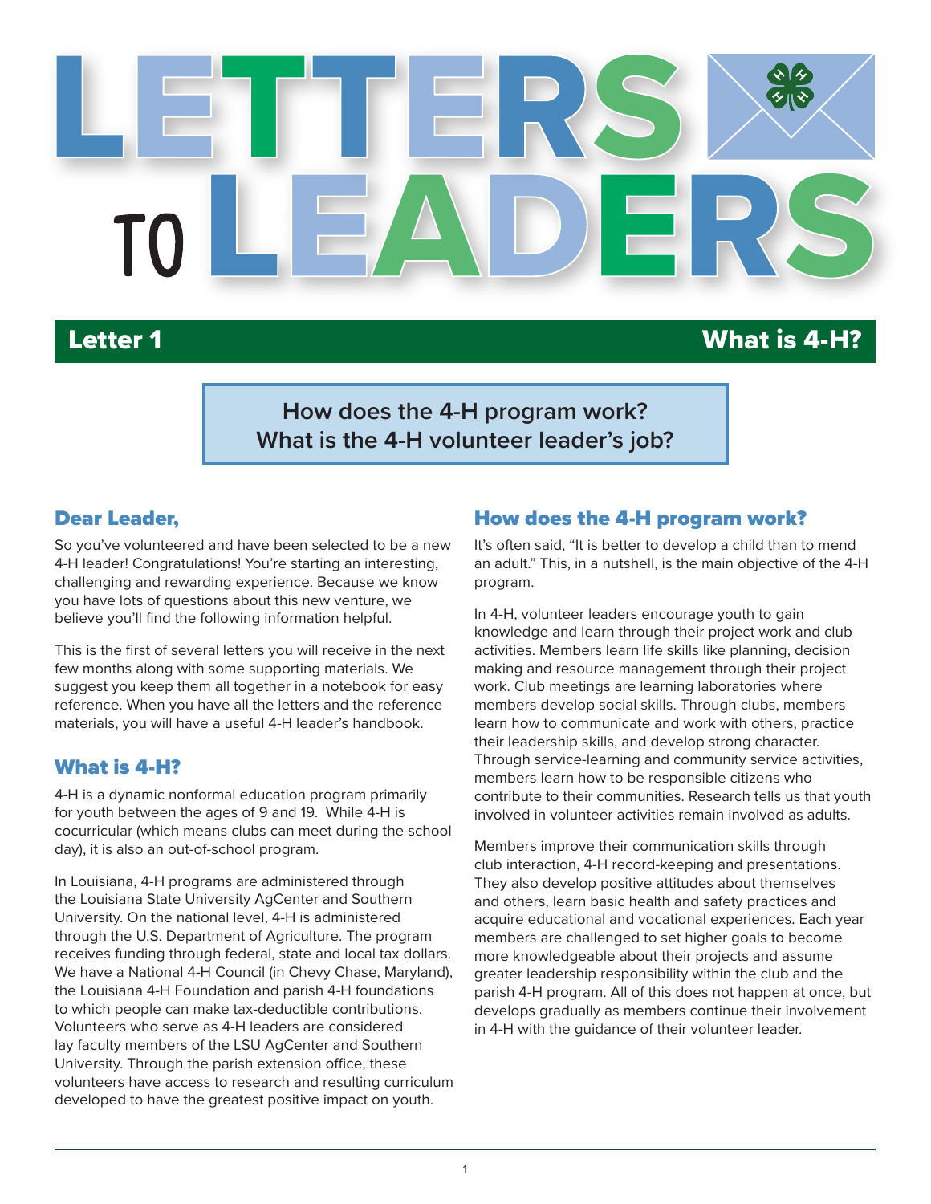# LETTERS TO LEADERS

## Letter 1 — What is 4-H?

**How does the 4-H program work?**
**What is the 4-H volunteer leader's job?**

### Dear Leader,

So you've volunteered and have been selected to be a new 4-H leader! Congratulations! You're starting an interesting, challenging and rewarding experience. Because we know you have lots of questions about this new venture, we believe you'll find the following information helpful.

This is the first of several letters you will receive in the next few months along with some supporting materials. We suggest you keep them all together in a notebook for easy reference. When you have all the letters and the reference materials, you will have a useful 4-H leader's handbook.

### What is 4-H?

4-H is a dynamic nonformal education program primarily for youth between the ages of 9 and 19. While 4-H is cocurricular (which means clubs can meet during the school day), it is also an out-of-school program.

In Louisiana, 4-H programs are administered through the Louisiana State University AgCenter and Southern University. On the national level, 4-H is administered through the U.S. Department of Agriculture. The program receives funding through federal, state and local tax dollars. We have a National 4-H Council (in Chevy Chase, Maryland), the Louisiana 4-H Foundation and parish 4-H foundations to which people can make tax-deductible contributions. Volunteers who serve as 4-H leaders are considered lay faculty members of the LSU AgCenter and Southern University. Through the parish extension office, these volunteers have access to research and resulting curriculum developed to have the greatest positive impact on youth.

### How does the 4-H program work?

It's often said, "It is better to develop a child than to mend an adult." This, in a nutshell, is the main objective of the 4-H program.

In 4-H, volunteer leaders encourage youth to gain knowledge and learn through their project work and club activities. Members learn life skills like planning, decision making and resource management through their project work. Club meetings are learning laboratories where members develop social skills. Through clubs, members learn how to communicate and work with others, practice their leadership skills, and develop strong character. Through service-learning and community service activities, members learn how to be responsible citizens who contribute to their communities. Research tells us that youth involved in volunteer activities remain involved as adults.

Members improve their communication skills through club interaction, 4-H record-keeping and presentations. They also develop positive attitudes about themselves and others, learn basic health and safety practices and acquire educational and vocational experiences. Each year members are challenged to set higher goals to become more knowledgeable about their projects and assume greater leadership responsibility within the club and the parish 4-H program. All of this does not happen at once, but develops gradually as members continue their involvement in 4-H with the guidance of their volunteer leader.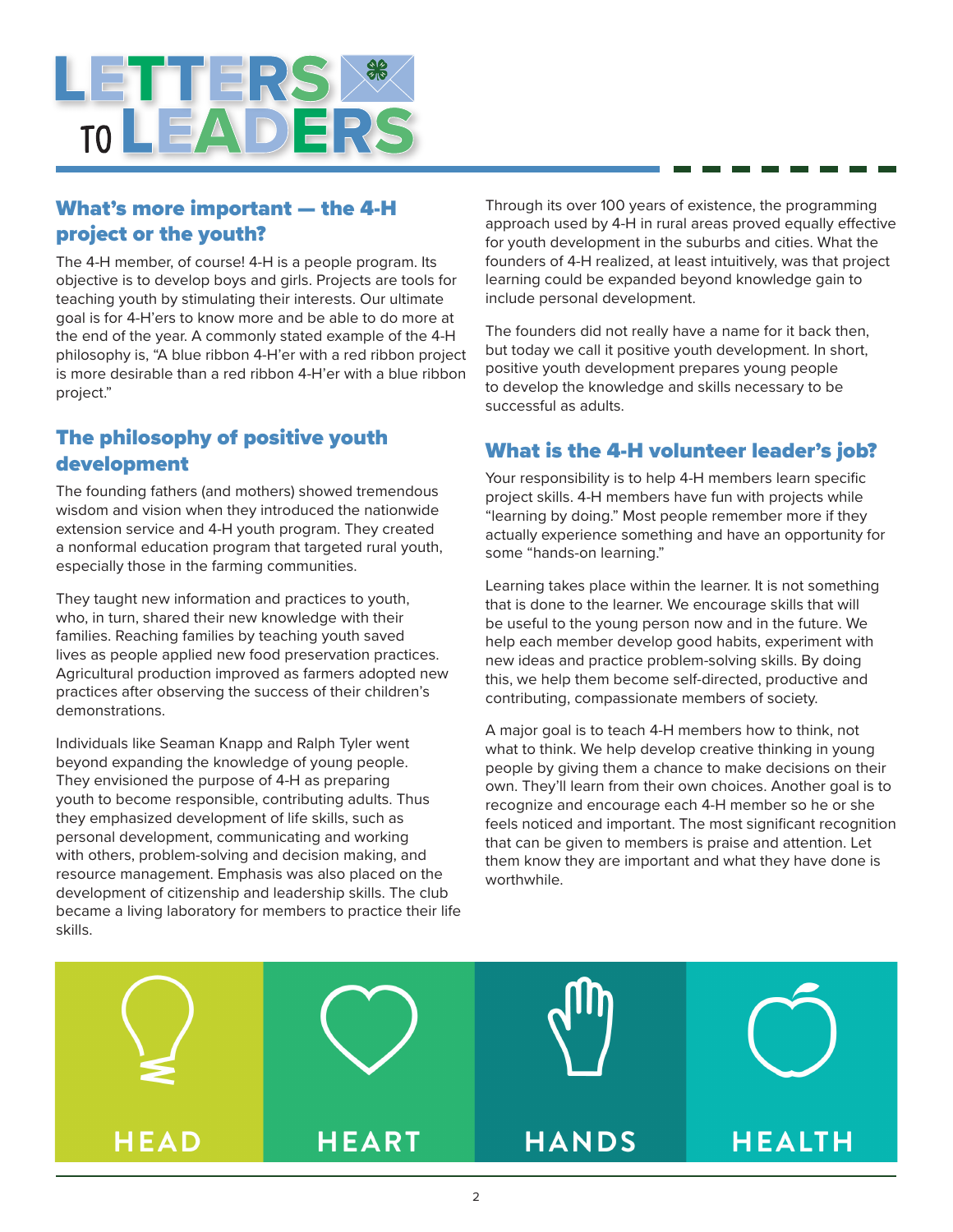# LETTERS TO LEADERS

## What's more important — the 4-H project or the youth?

The 4-H member, of course! 4-H is a people program. Its objective is to develop boys and girls. Projects are tools for teaching youth by stimulating their interests. Our ultimate goal is for 4-H'ers to know more and be able to do more at the end of the year. A commonly stated example of the 4-H philosophy is, "A blue ribbon 4-H'er with a red ribbon project is more desirable than a red ribbon 4-H'er with a blue ribbon project."

## The philosophy of positive youth development

The founding fathers (and mothers) showed tremendous wisdom and vision when they introduced the nationwide extension service and 4-H youth program. They created a nonformal education program that targeted rural youth, especially those in the farming communities.

They taught new information and practices to youth, who, in turn, shared their new knowledge with their families. Reaching families by teaching youth saved lives as people applied new food preservation practices. Agricultural production improved as farmers adopted new practices after observing the success of their children's demonstrations.

Individuals like Seaman Knapp and Ralph Tyler went beyond expanding the knowledge of young people. They envisioned the purpose of 4-H as preparing youth to become responsible, contributing adults. Thus they emphasized development of life skills, such as personal development, communicating and working with others, problem-solving and decision making, and resource management. Emphasis was also placed on the development of citizenship and leadership skills. The club became a living laboratory for members to practice their life skills.

Through its over 100 years of existence, the programming approach used by 4-H in rural areas proved equally effective for youth development in the suburbs and cities. What the founders of 4-H realized, at least intuitively, was that project learning could be expanded beyond knowledge gain to include personal development.

The founders did not really have a name for it back then, but today we call it positive youth development. In short, positive youth development prepares young people to develop the knowledge and skills necessary to be successful as adults.

## What is the 4-H volunteer leader's job?

Your responsibility is to help 4-H members learn specific project skills. 4-H members have fun with projects while "learning by doing." Most people remember more if they actually experience something and have an opportunity for some "hands-on learning."

Learning takes place within the learner. It is not something that is done to the learner. We encourage skills that will be useful to the young person now and in the future. We help each member develop good habits, experiment with new ideas and practice problem-solving skills. By doing this, we help them become self-directed, productive and contributing, compassionate members of society.

A major goal is to teach 4-H members how to think, not what to think. We help develop creative thinking in young people by giving them a chance to make decisions on their own. They'll learn from their own choices. Another goal is to recognize and encourage each 4-H member so he or she feels noticed and important. The most significant recognition that can be given to members is praise and attention. Let them know they are important and what they have done is worthwhile.

HEAD | HEART | HANDS | HEALTH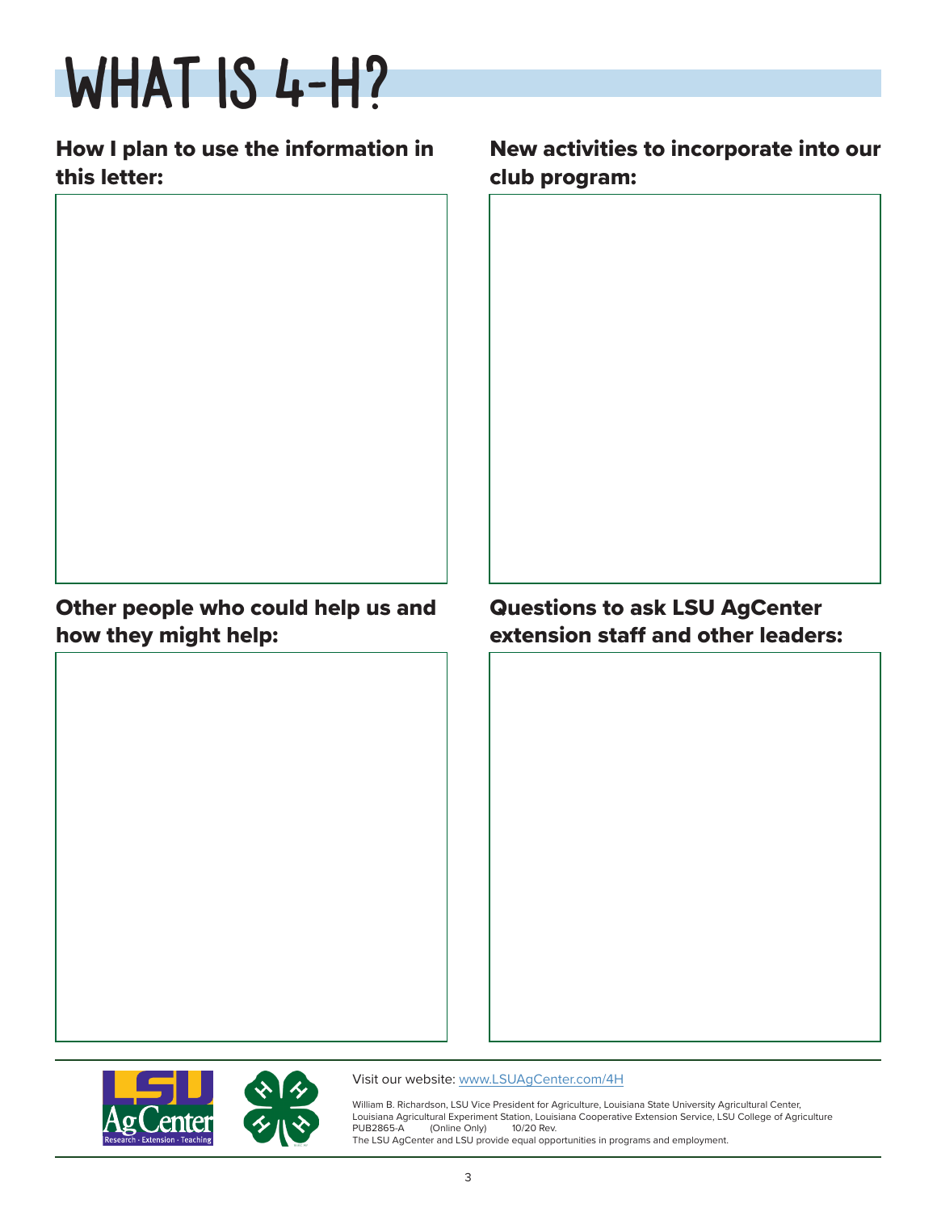# WHAT IS 4-H?

### How I plan to use the information in this letter:

### New activities to incorporate into our club program:

### Other people who could help us and how they might help:

### Questions to ask LSU AgCenter extension staff and other leaders:

Visit our website: www.LSUAgCenter.com/4H

William B. Richardson, LSU Vice President for Agriculture, Louisiana State University Agricultural Center,
Louisiana Agricultural Experiment Station, Louisiana Cooperative Extension Service, LSU College of Agriculture
PUB2865-A (Online Only) 10/20 Rev.
The LSU AgCenter and LSU provide equal opportunities in programs and employment.